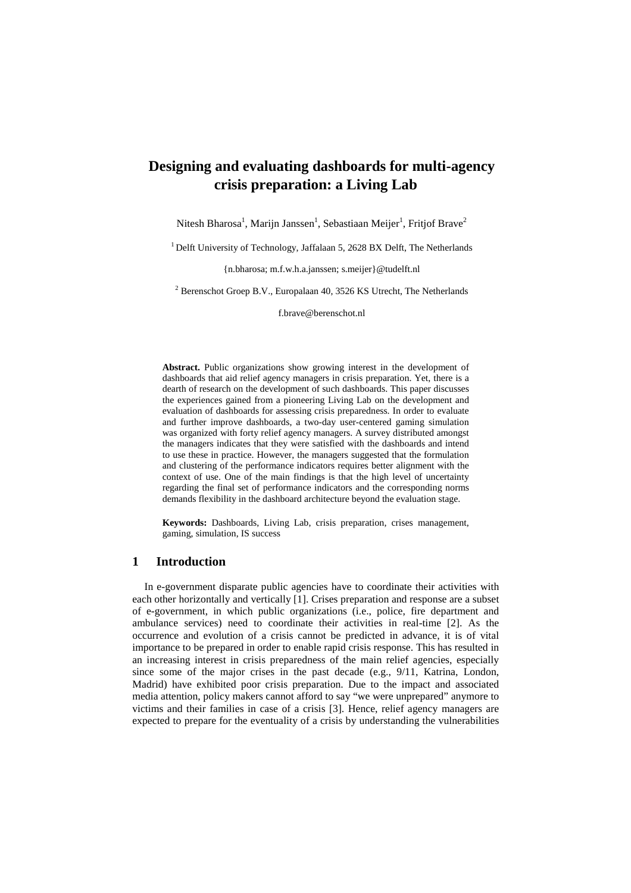# Designing and evaluating dashboards for multi-agency crisis preparation: a Living Lab

Nitesh Bharosa[1], Marijn Janssen[1], Sebastiaan Meijer[1], Fritjof Brave[2]

[1] Delft University of Technology, Jaffalaan 5, 2628 BX Delft, The Netherlands

{n.bharosa; m.f.w.h.a.janssen; s.meijer}@tudelft.nl

[2] Berenschot Groep B.V., Europalaan 40, 3526 KS Utrecht, The Netherlands

f.brave@berenschot.nl

**Abstract.** Public organizations show growing interest in the development of dashboards that aid relief agency managers in crisis preparation. Yet, there is a dearth of research on the development of such dashboards. This paper discusses the experiences gained from a pioneering Living Lab on the development and evaluation of dashboards for assessing crisis preparedness. In order to evaluate and further improve dashboards, a two-day user-centered gaming simulation was organized with forty relief agency managers. A survey distributed amongst the managers indicates that they were satisfied with the dashboards and intend to use these in practice. However, the managers suggested that the formulation and clustering of the performance indicators requires better alignment with the context of use. One of the main findings is that the high level of uncertainty regarding the final set of performance indicators and the corresponding norms demands flexibility in the dashboard architecture beyond the evaluation stage.

**Keywords:** Dashboards, Living Lab, crisis preparation, crises management, gaming, simulation, IS success

## 1 Introduction

In e-government disparate public agencies have to coordinate their activities with each other horizontally and vertically [1]. Crises preparation and response are a subset of e-government, in which public organizations (i.e., police, fire department and ambulance services) need to coordinate their activities in real-time [2]. As the occurrence and evolution of a crisis cannot be predicted in advance, it is of vital importance to be prepared in order to enable rapid crisis response. This has resulted in an increasing interest in crisis preparedness of the main relief agencies, especially since some of the major crises in the past decade (e.g., 9/11, Katrina, London, Madrid) have exhibited poor crisis preparation. Due to the impact and associated media attention, policy makers cannot afford to say "we were unprepared" anymore to victims and their families in case of a crisis [3]. Hence, relief agency managers are expected to prepare for the eventuality of a crisis by understanding the vulnerabilities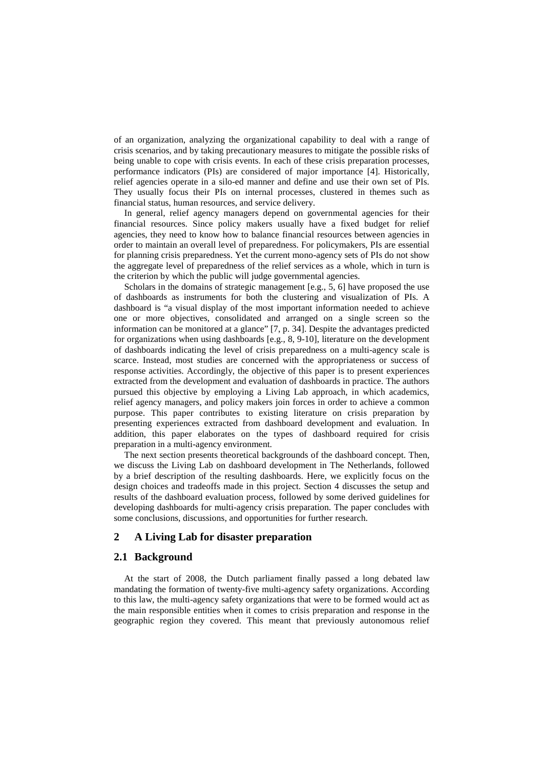of an organization, analyzing the organizational capability to deal with a range of crisis scenarios, and by taking precautionary measures to mitigate the possible risks of being unable to cope with crisis events. In each of these crisis preparation processes, performance indicators (PIs) are considered of major importance [4]. Historically, relief agencies operate in a silo-ed manner and define and use their own set of PIs. They usually focus their PIs on internal processes, clustered in themes such as financial status, human resources, and service delivery.

In general, relief agency managers depend on governmental agencies for their financial resources. Since policy makers usually have a fixed budget for relief agencies, they need to know how to balance financial resources between agencies in order to maintain an overall level of preparedness. For policymakers, PIs are essential for planning crisis preparedness. Yet the current mono-agency sets of PIs do not show the aggregate level of preparedness of the relief services as a whole, which in turn is the criterion by which the public will judge governmental agencies.

Scholars in the domains of strategic management [e.g., 5, 6] have proposed the use of dashboards as instruments for both the clustering and visualization of PIs. A dashboard is "a visual display of the most important information needed to achieve one or more objectives, consolidated and arranged on a single screen so the information can be monitored at a glance" [7, p. 34]. Despite the advantages predicted for organizations when using dashboards [e.g., 8, 9-10], literature on the development of dashboards indicating the level of crisis preparedness on a multi-agency scale is scarce. Instead, most studies are concerned with the appropriateness or success of response activities. Accordingly, the objective of this paper is to present experiences extracted from the development and evaluation of dashboards in practice. The authors pursued this objective by employing a Living Lab approach, in which academics, relief agency managers, and policy makers join forces in order to achieve a common purpose. This paper contributes to existing literature on crisis preparation by presenting experiences extracted from dashboard development and evaluation. In addition, this paper elaborates on the types of dashboard required for crisis preparation in a multi-agency environment.

The next section presents theoretical backgrounds of the dashboard concept. Then, we discuss the Living Lab on dashboard development in The Netherlands, followed by a brief description of the resulting dashboards. Here, we explicitly focus on the design choices and tradeoffs made in this project. Section 4 discusses the setup and results of the dashboard evaluation process, followed by some derived guidelines for developing dashboards for multi-agency crisis preparation. The paper concludes with some conclusions, discussions, and opportunities for further research.

## 2 A Living Lab for disaster preparation

### 2.1 Background

At the start of 2008, the Dutch parliament finally passed a long debated law mandating the formation of twenty-five multi-agency safety organizations. According to this law, the multi-agency safety organizations that were to be formed would act as the main responsible entities when it comes to crisis preparation and response in the geographic region they covered. This meant that previously autonomous relief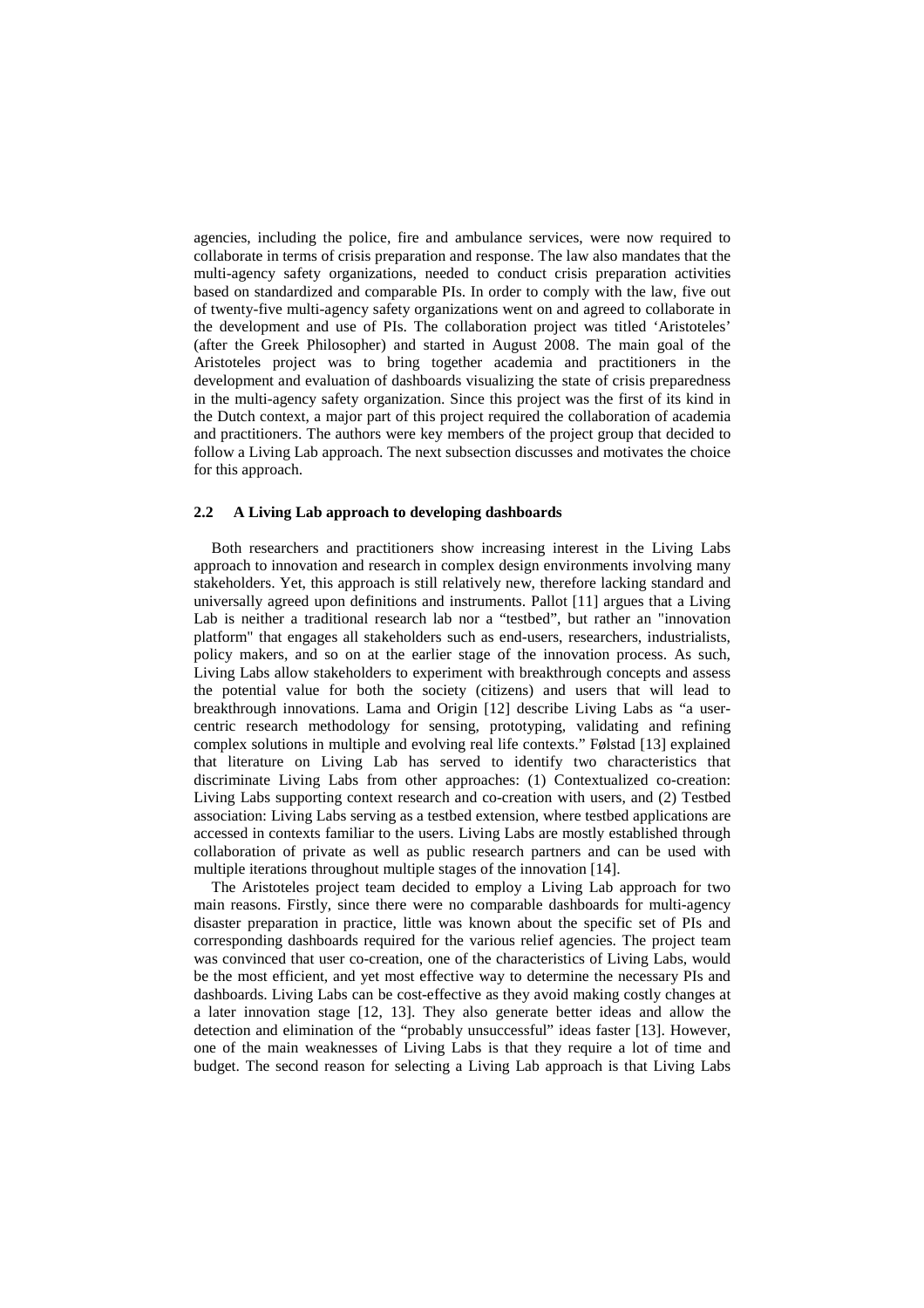agencies, including the police, fire and ambulance services, were now required to collaborate in terms of crisis preparation and response. The law also mandates that the multi-agency safety organizations, needed to conduct crisis preparation activities based on standardized and comparable PIs. In order to comply with the law, five out of twenty-five multi-agency safety organizations went on and agreed to collaborate in the development and use of PIs. The collaboration project was titled 'Aristoteles' (after the Greek Philosopher) and started in August 2008. The main goal of the Aristoteles project was to bring together academia and practitioners in the development and evaluation of dashboards visualizing the state of crisis preparedness in the multi-agency safety organization. Since this project was the first of its kind in the Dutch context, a major part of this project required the collaboration of academia and practitioners. The authors were key members of the project group that decided to follow a Living Lab approach. The next subsection discusses and motivates the choice for this approach.

### 2.2 A Living Lab approach to developing dashboards

Both researchers and practitioners show increasing interest in the Living Labs approach to innovation and research in complex design environments involving many stakeholders. Yet, this approach is still relatively new, therefore lacking standard and universally agreed upon definitions and instruments. Pallot [11] argues that a Living Lab is neither a traditional research lab nor a "testbed", but rather an "innovation platform" that engages all stakeholders such as end-users, researchers, industrialists, policy makers, and so on at the earlier stage of the innovation process. As such, Living Labs allow stakeholders to experiment with breakthrough concepts and assess the potential value for both the society (citizens) and users that will lead to breakthrough innovations. Lama and Origin [12] describe Living Labs as "a user-centric research methodology for sensing, prototyping, validating and refining complex solutions in multiple and evolving real life contexts." Følstad [13] explained that literature on Living Lab has served to identify two characteristics that discriminate Living Labs from other approaches: (1) Contextualized co-creation: Living Labs supporting context research and co-creation with users, and (2) Testbed association: Living Labs serving as a testbed extension, where testbed applications are accessed in contexts familiar to the users. Living Labs are mostly established through collaboration of private as well as public research partners and can be used with multiple iterations throughout multiple stages of the innovation [14].

The Aristoteles project team decided to employ a Living Lab approach for two main reasons. Firstly, since there were no comparable dashboards for multi-agency disaster preparation in practice, little was known about the specific set of PIs and corresponding dashboards required for the various relief agencies. The project team was convinced that user co-creation, one of the characteristics of Living Labs, would be the most efficient, and yet most effective way to determine the necessary PIs and dashboards. Living Labs can be cost-effective as they avoid making costly changes at a later innovation stage [12, 13]. They also generate better ideas and allow the detection and elimination of the "probably unsuccessful" ideas faster [13]. However, one of the main weaknesses of Living Labs is that they require a lot of time and budget. The second reason for selecting a Living Lab approach is that Living Labs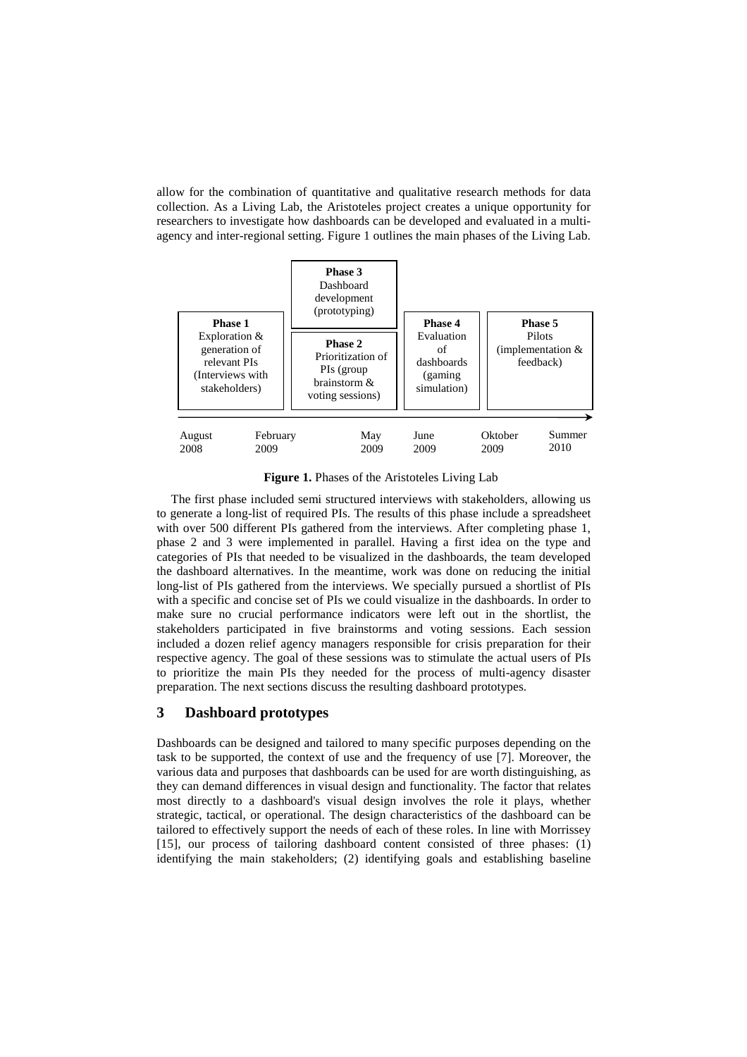allow for the combination of quantitative and qualitative research methods for data collection. As a Living Lab, the Aristoteles project creates a unique opportunity for researchers to investigate how dashboards can be developed and evaluated in a multi-agency and inter-regional setting. Figure 1 outlines the main phases of the Living Lab.

| Phase | Description | Timeline |
|---|---|---|
| **Phase 1** | Exploration & generation of relevant PIs (Interviews with stakeholders) | August 2008 – February 2009 |
| **Phase 2** | Prioritization of PIs (group brainstorm & voting sessions) | February 2009 – May 2009 |
| **Phase 3** | Dashboard development (prototyping) | February 2009 – May 2009 |
| **Phase 4** | Evaluation of dashboards (gaming simulation) | June 2009 – Oktober 2009 |
| **Phase 5** | Pilots (implementation & feedback) | Oktober 2009 – Summer 2010 |

**Figure 1.** Phases of the Aristoteles Living Lab

The first phase included semi structured interviews with stakeholders, allowing us to generate a long-list of required PIs. The results of this phase include a spreadsheet with over 500 different PIs gathered from the interviews. After completing phase 1, phase 2 and 3 were implemented in parallel. Having a first idea on the type and categories of PIs that needed to be visualized in the dashboards, the team developed the dashboard alternatives. In the meantime, work was done on reducing the initial long-list of PIs gathered from the interviews. We specially pursued a shortlist of PIs with a specific and concise set of PIs we could visualize in the dashboards. In order to make sure no crucial performance indicators were left out in the shortlist, the stakeholders participated in five brainstorms and voting sessions. Each session included a dozen relief agency managers responsible for crisis preparation for their respective agency. The goal of these sessions was to stimulate the actual users of PIs to prioritize the main PIs they needed for the process of multi-agency disaster preparation. The next sections discuss the resulting dashboard prototypes.

## 3 Dashboard prototypes

Dashboards can be designed and tailored to many specific purposes depending on the task to be supported, the context of use and the frequency of use [7]. Moreover, the various data and purposes that dashboards can be used for are worth distinguishing, as they can demand differences in visual design and functionality. The factor that relates most directly to a dashboard's visual design involves the role it plays, whether strategic, tactical, or operational. The design characteristics of the dashboard can be tailored to effectively support the needs of each of these roles. In line with Morrissey [15], our process of tailoring dashboard content consisted of three phases: (1) identifying the main stakeholders; (2) identifying goals and establishing baseline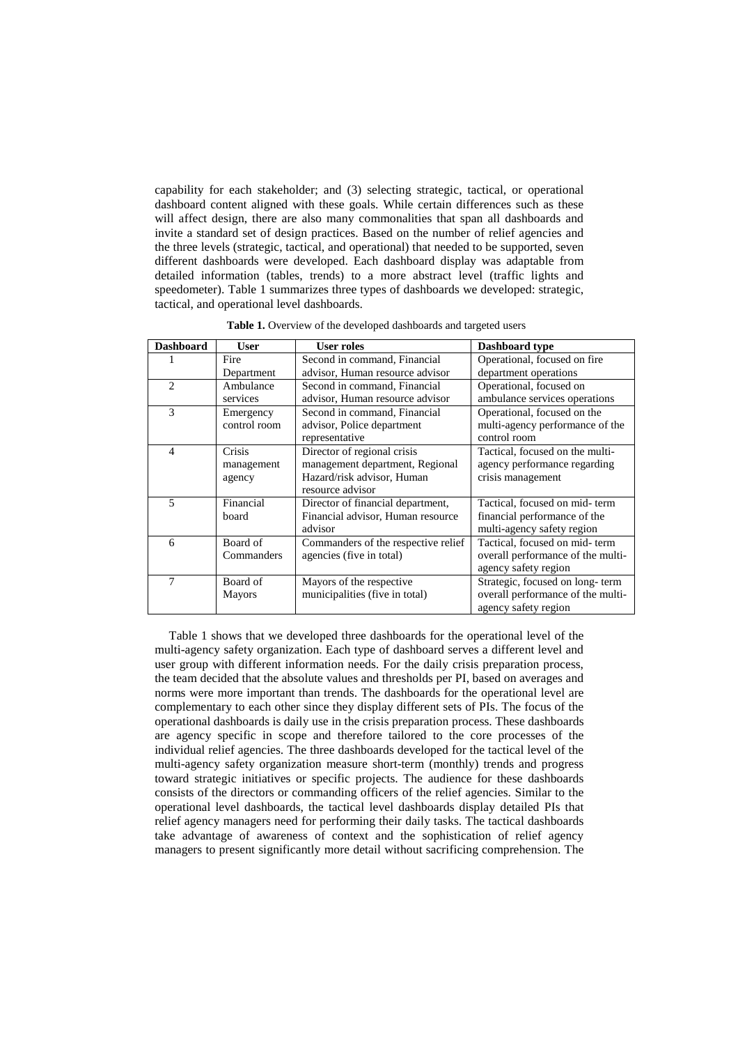capability for each stakeholder; and (3) selecting strategic, tactical, or operational dashboard content aligned with these goals. While certain differences such as these will affect design, there are also many commonalities that span all dashboards and invite a standard set of design practices. Based on the number of relief agencies and the three levels (strategic, tactical, and operational) that needed to be supported, seven different dashboards were developed. Each dashboard display was adaptable from detailed information (tables, trends) to a more abstract level (traffic lights and speedometer). Table 1 summarizes three types of dashboards we developed: strategic, tactical, and operational level dashboards.

**Table 1.** Overview of the developed dashboards and targeted users

| Dashboard | User | User roles | Dashboard type |
|---|---|---|---|
| 1 | Fire Department | Second in command, Financial advisor, Human resource advisor | Operational, focused on fire department operations |
| 2 | Ambulance services | Second in command, Financial advisor, Human resource advisor | Operational, focused on ambulance services operations |
| 3 | Emergency control room | Second in command, Financial advisor, Police department representative | Operational, focused on the multi-agency performance of the control room |
| 4 | Crisis management agency | Director of regional crisis management department, Regional Hazard/risk advisor, Human resource advisor | Tactical, focused on the multi-agency performance regarding crisis management |
| 5 | Financial board | Director of financial department, Financial advisor, Human resource advisor | Tactical, focused on mid- term financial performance of the multi-agency safety region |
| 6 | Board of Commanders | Commanders of the respective relief agencies (five in total) | Tactical, focused on mid- term overall performance of the multi-agency safety region |
| 7 | Board of Mayors | Mayors of the respective municipalities (five in total) | Strategic, focused on long- term overall performance of the multi-agency safety region |

Table 1 shows that we developed three dashboards for the operational level of the multi-agency safety organization. Each type of dashboard serves a different level and user group with different information needs. For the daily crisis preparation process, the team decided that the absolute values and thresholds per PI, based on averages and norms were more important than trends. The dashboards for the operational level are complementary to each other since they display different sets of PIs. The focus of the operational dashboards is daily use in the crisis preparation process. These dashboards are agency specific in scope and therefore tailored to the core processes of the individual relief agencies. The three dashboards developed for the tactical level of the multi-agency safety organization measure short-term (monthly) trends and progress toward strategic initiatives or specific projects. The audience for these dashboards consists of the directors or commanding officers of the relief agencies. Similar to the operational level dashboards, the tactical level dashboards display detailed PIs that relief agency managers need for performing their daily tasks. The tactical dashboards take advantage of awareness of context and the sophistication of relief agency managers to present significantly more detail without sacrificing comprehension. The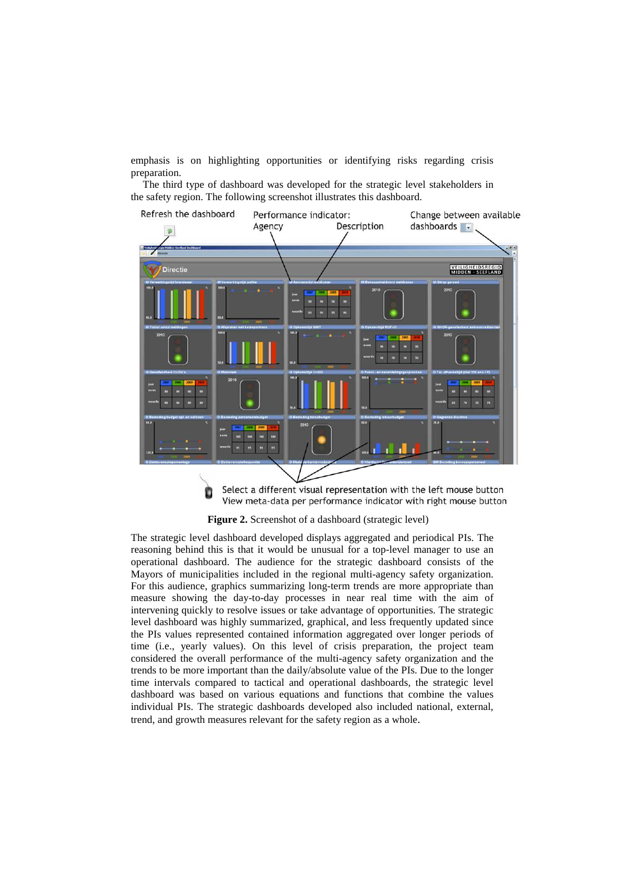emphasis is on highlighting opportunities or identifying risks regarding crisis preparation.

The third type of dashboard was developed for the strategic level stakeholders in the safety region. The following screenshot illustrates this dashboard.

**Figure 2.** Screenshot of a dashboard (strategic level)

The strategic level dashboard developed displays aggregated and periodical PIs. The reasoning behind this is that it would be unusual for a top-level manager to use an operational dashboard. The audience for the strategic dashboard consists of the Mayors of municipalities included in the regional multi-agency safety organization. For this audience, graphics summarizing long-term trends are more appropriate than measure showing the day-to-day processes in near real time with the aim of intervening quickly to resolve issues or take advantage of opportunities. The strategic level dashboard was highly summarized, graphical, and less frequently updated since the PIs values represented contained information aggregated over longer periods of time (i.e., yearly values). On this level of crisis preparation, the project team considered the overall performance of the multi-agency safety organization and the trends to be more important than the daily/absolute value of the PIs. Due to the longer time intervals compared to tactical and operational dashboards, the strategic level dashboard was based on various equations and functions that combine the values individual PIs. The strategic dashboards developed also included national, external, trend, and growth measures relevant for the safety region as a whole.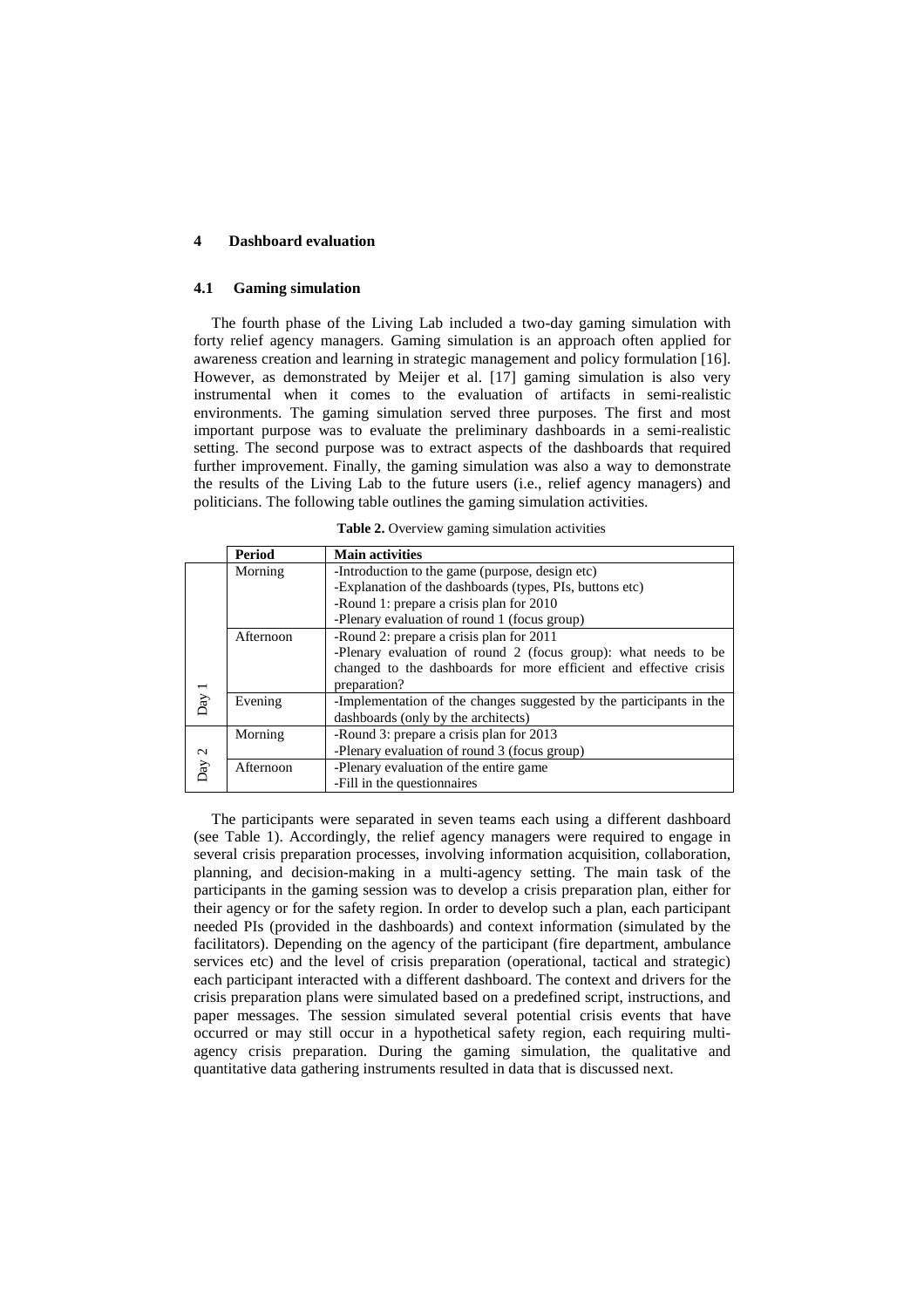## 4 Dashboard evaluation

### 4.1 Gaming simulation

The fourth phase of the Living Lab included a two-day gaming simulation with forty relief agency managers. Gaming simulation is an approach often applied for awareness creation and learning in strategic management and policy formulation [16]. However, as demonstrated by Meijer et al. [17] gaming simulation is also very instrumental when it comes to the evaluation of artifacts in semi-realistic environments. The gaming simulation served three purposes. The first and most important purpose was to evaluate the preliminary dashboards in a semi-realistic setting. The second purpose was to extract aspects of the dashboards that required further improvement. Finally, the gaming simulation was also a way to demonstrate the results of the Living Lab to the future users (i.e., relief agency managers) and politicians. The following table outlines the gaming simulation activities.

**Table 2.** Overview gaming simulation activities

| | Period | Main activities |
|---|---|---|
| Day 1 | Morning | -Introduction to the game (purpose, design etc)<br>-Explanation of the dashboards (types, PIs, buttons etc)<br>-Round 1: prepare a crisis plan for 2010<br>-Plenary evaluation of round 1 (focus group) |
| | Afternoon | -Round 2: prepare a crisis plan for 2011<br>-Plenary evaluation of round 2 (focus group): what needs to be changed to the dashboards for more efficient and effective crisis preparation? |
| | Evening | -Implementation of the changes suggested by the participants in the dashboards (only by the architects) |
| Day 2 | Morning | -Round 3: prepare a crisis plan for 2013<br>-Plenary evaluation of round 3 (focus group) |
| | Afternoon | -Plenary evaluation of the entire game<br>-Fill in the questionnaires |

The participants were separated in seven teams each using a different dashboard (see Table 1). Accordingly, the relief agency managers were required to engage in several crisis preparation processes, involving information acquisition, collaboration, planning, and decision-making in a multi-agency setting. The main task of the participants in the gaming session was to develop a crisis preparation plan, either for their agency or for the safety region. In order to develop such a plan, each participant needed PIs (provided in the dashboards) and context information (simulated by the facilitators). Depending on the agency of the participant (fire department, ambulance services etc) and the level of crisis preparation (operational, tactical and strategic) each participant interacted with a different dashboard. The context and drivers for the crisis preparation plans were simulated based on a predefined script, instructions, and paper messages. The session simulated several potential crisis events that have occurred or may still occur in a hypothetical safety region, each requiring multi-agency crisis preparation. During the gaming simulation, the qualitative and quantitative data gathering instruments resulted in data that is discussed next.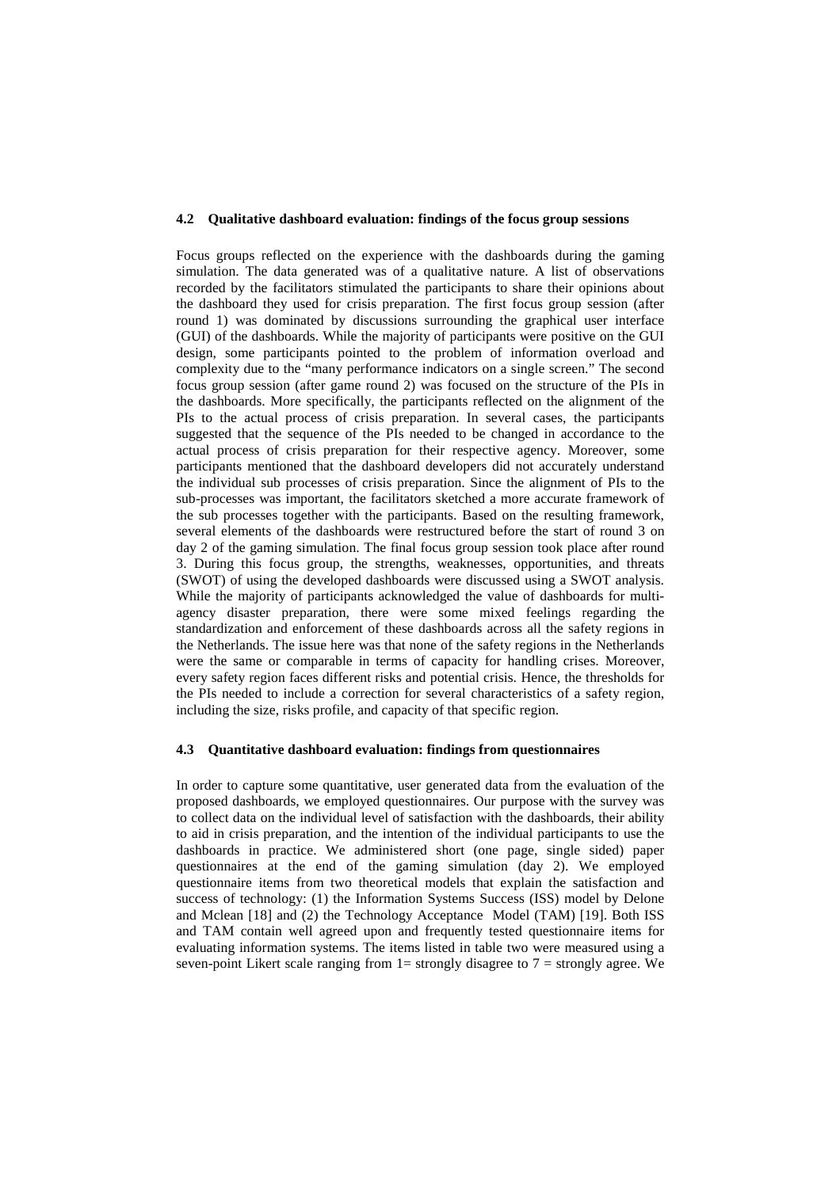### 4.2 Qualitative dashboard evaluation: findings of the focus group sessions

Focus groups reflected on the experience with the dashboards during the gaming simulation. The data generated was of a qualitative nature. A list of observations recorded by the facilitators stimulated the participants to share their opinions about the dashboard they used for crisis preparation. The first focus group session (after round 1) was dominated by discussions surrounding the graphical user interface (GUI) of the dashboards. While the majority of participants were positive on the GUI design, some participants pointed to the problem of information overload and complexity due to the "many performance indicators on a single screen." The second focus group session (after game round 2) was focused on the structure of the PIs in the dashboards. More specifically, the participants reflected on the alignment of the PIs to the actual process of crisis preparation. In several cases, the participants suggested that the sequence of the PIs needed to be changed in accordance to the actual process of crisis preparation for their respective agency. Moreover, some participants mentioned that the dashboard developers did not accurately understand the individual sub processes of crisis preparation. Since the alignment of PIs to the sub-processes was important, the facilitators sketched a more accurate framework of the sub processes together with the participants. Based on the resulting framework, several elements of the dashboards were restructured before the start of round 3 on day 2 of the gaming simulation. The final focus group session took place after round 3. During this focus group, the strengths, weaknesses, opportunities, and threats (SWOT) of using the developed dashboards were discussed using a SWOT analysis. While the majority of participants acknowledged the value of dashboards for multi-agency disaster preparation, there were some mixed feelings regarding the standardization and enforcement of these dashboards across all the safety regions in the Netherlands. The issue here was that none of the safety regions in the Netherlands were the same or comparable in terms of capacity for handling crises. Moreover, every safety region faces different risks and potential crisis. Hence, the thresholds for the PIs needed to include a correction for several characteristics of a safety region, including the size, risks profile, and capacity of that specific region.

### 4.3 Quantitative dashboard evaluation: findings from questionnaires

In order to capture some quantitative, user generated data from the evaluation of the proposed dashboards, we employed questionnaires. Our purpose with the survey was to collect data on the individual level of satisfaction with the dashboards, their ability to aid in crisis preparation, and the intention of the individual participants to use the dashboards in practice. We administered short (one page, single sided) paper questionnaires at the end of the gaming simulation (day 2). We employed questionnaire items from two theoretical models that explain the satisfaction and success of technology: (1) the Information Systems Success (ISS) model by Delone and Mclean [18] and (2) the Technology Acceptance Model (TAM) [19]. Both ISS and TAM contain well agreed upon and frequently tested questionnaire items for evaluating information systems. The items listed in table two were measured using a seven-point Likert scale ranging from 1= strongly disagree to 7 = strongly agree. We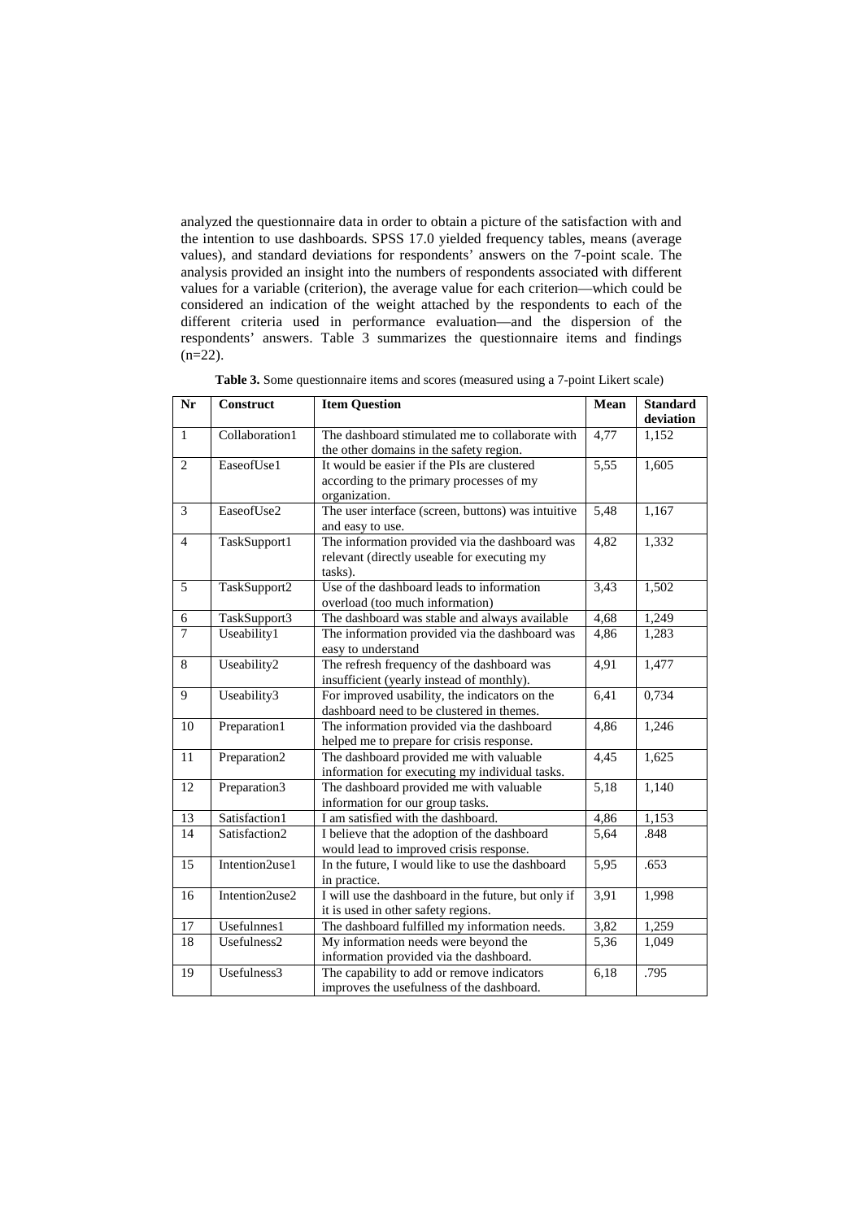analyzed the questionnaire data in order to obtain a picture of the satisfaction with and the intention to use dashboards. SPSS 17.0 yielded frequency tables, means (average values), and standard deviations for respondents' answers on the 7-point scale. The analysis provided an insight into the numbers of respondents associated with different values for a variable (criterion), the average value for each criterion—which could be considered an indication of the weight attached by the respondents to each of the different criteria used in performance evaluation—and the dispersion of the respondents' answers. Table 3 summarizes the questionnaire items and findings (n=22).

**Table 3.** Some questionnaire items and scores (measured using a 7-point Likert scale)

| Nr | Construct | Item Question | Mean | Standard deviation |
|---|---|---|---|---|
| 1 | Collaboration1 | The dashboard stimulated me to collaborate with the other domains in the safety region. | 4,77 | 1,152 |
| 2 | EaseofUse1 | It would be easier if the PIs are clustered according to the primary processes of my organization. | 5,55 | 1,605 |
| 3 | EaseofUse2 | The user interface (screen, buttons) was intuitive and easy to use. | 5,48 | 1,167 |
| 4 | TaskSupport1 | The information provided via the dashboard was relevant (directly useable for executing my tasks). | 4,82 | 1,332 |
| 5 | TaskSupport2 | Use of the dashboard leads to information overload (too much information) | 3,43 | 1,502 |
| 6 | TaskSupport3 | The dashboard was stable and always available | 4,68 | 1,249 |
| 7 | Useability1 | The information provided via the dashboard was easy to understand | 4,86 | 1,283 |
| 8 | Useability2 | The refresh frequency of the dashboard was insufficient (yearly instead of monthly). | 4,91 | 1,477 |
| 9 | Useability3 | For improved usability, the indicators on the dashboard need to be clustered in themes. | 6,41 | 0,734 |
| 10 | Preparation1 | The information provided via the dashboard helped me to prepare for crisis response. | 4,86 | 1,246 |
| 11 | Preparation2 | The dashboard provided me with valuable information for executing my individual tasks. | 4,45 | 1,625 |
| 12 | Preparation3 | The dashboard provided me with valuable information for our group tasks. | 5,18 | 1,140 |
| 13 | Satisfaction1 | I am satisfied with the dashboard. | 4,86 | 1,153 |
| 14 | Satisfaction2 | I believe that the adoption of the dashboard would lead to improved crisis response. | 5,64 | .848 |
| 15 | Intention2use1 | In the future, I would like to use the dashboard in practice. | 5,95 | .653 |
| 16 | Intention2use2 | I will use the dashboard in the future, but only if it is used in other safety regions. | 3,91 | 1,998 |
| 17 | Usefulnnes1 | The dashboard fulfilled my information needs. | 3,82 | 1,259 |
| 18 | Usefulness2 | My information needs were beyond the information provided via the dashboard. | 5,36 | 1,049 |
| 19 | Usefulness3 | The capability to add or remove indicators improves the usefulness of the dashboard. | 6,18 | .795 |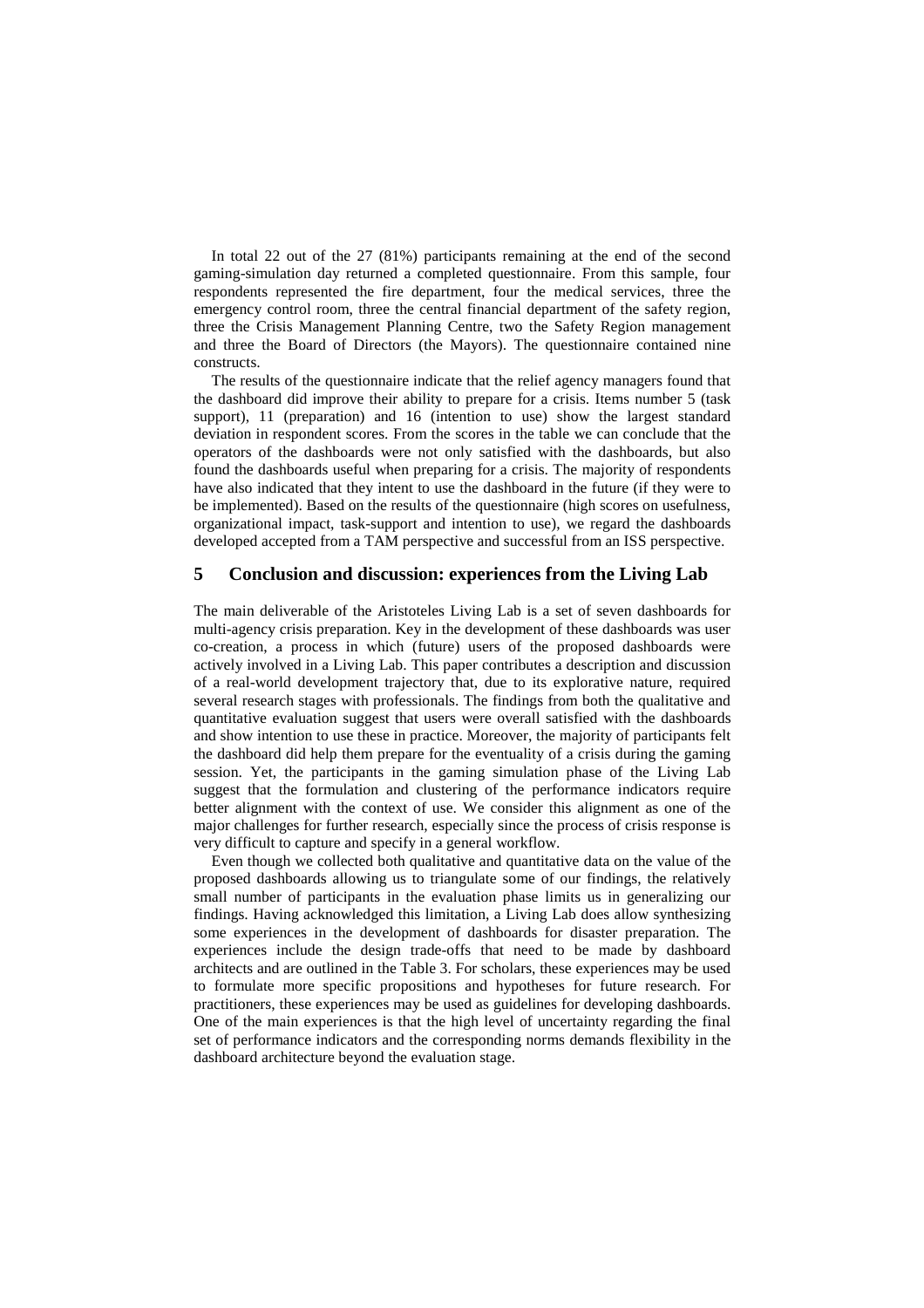In total 22 out of the 27 (81%) participants remaining at the end of the second gaming-simulation day returned a completed questionnaire. From this sample, four respondents represented the fire department, four the medical services, three the emergency control room, three the central financial department of the safety region, three the Crisis Management Planning Centre, two the Safety Region management and three the Board of Directors (the Mayors). The questionnaire contained nine constructs.

The results of the questionnaire indicate that the relief agency managers found that the dashboard did improve their ability to prepare for a crisis. Items number 5 (task support), 11 (preparation) and 16 (intention to use) show the largest standard deviation in respondent scores. From the scores in the table we can conclude that the operators of the dashboards were not only satisfied with the dashboards, but also found the dashboards useful when preparing for a crisis. The majority of respondents have also indicated that they intent to use the dashboard in the future (if they were to be implemented). Based on the results of the questionnaire (high scores on usefulness, organizational impact, task-support and intention to use), we regard the dashboards developed accepted from a TAM perspective and successful from an ISS perspective.

## 5 Conclusion and discussion: experiences from the Living Lab

The main deliverable of the Aristoteles Living Lab is a set of seven dashboards for multi-agency crisis preparation. Key in the development of these dashboards was user co-creation, a process in which (future) users of the proposed dashboards were actively involved in a Living Lab. This paper contributes a description and discussion of a real-world development trajectory that, due to its explorative nature, required several research stages with professionals. The findings from both the qualitative and quantitative evaluation suggest that users were overall satisfied with the dashboards and show intention to use these in practice. Moreover, the majority of participants felt the dashboard did help them prepare for the eventuality of a crisis during the gaming session. Yet, the participants in the gaming simulation phase of the Living Lab suggest that the formulation and clustering of the performance indicators require better alignment with the context of use. We consider this alignment as one of the major challenges for further research, especially since the process of crisis response is very difficult to capture and specify in a general workflow.

Even though we collected both qualitative and quantitative data on the value of the proposed dashboards allowing us to triangulate some of our findings, the relatively small number of participants in the evaluation phase limits us in generalizing our findings. Having acknowledged this limitation, a Living Lab does allow synthesizing some experiences in the development of dashboards for disaster preparation. The experiences include the design trade-offs that need to be made by dashboard architects and are outlined in the Table 3. For scholars, these experiences may be used to formulate more specific propositions and hypotheses for future research. For practitioners, these experiences may be used as guidelines for developing dashboards. One of the main experiences is that the high level of uncertainty regarding the final set of performance indicators and the corresponding norms demands flexibility in the dashboard architecture beyond the evaluation stage.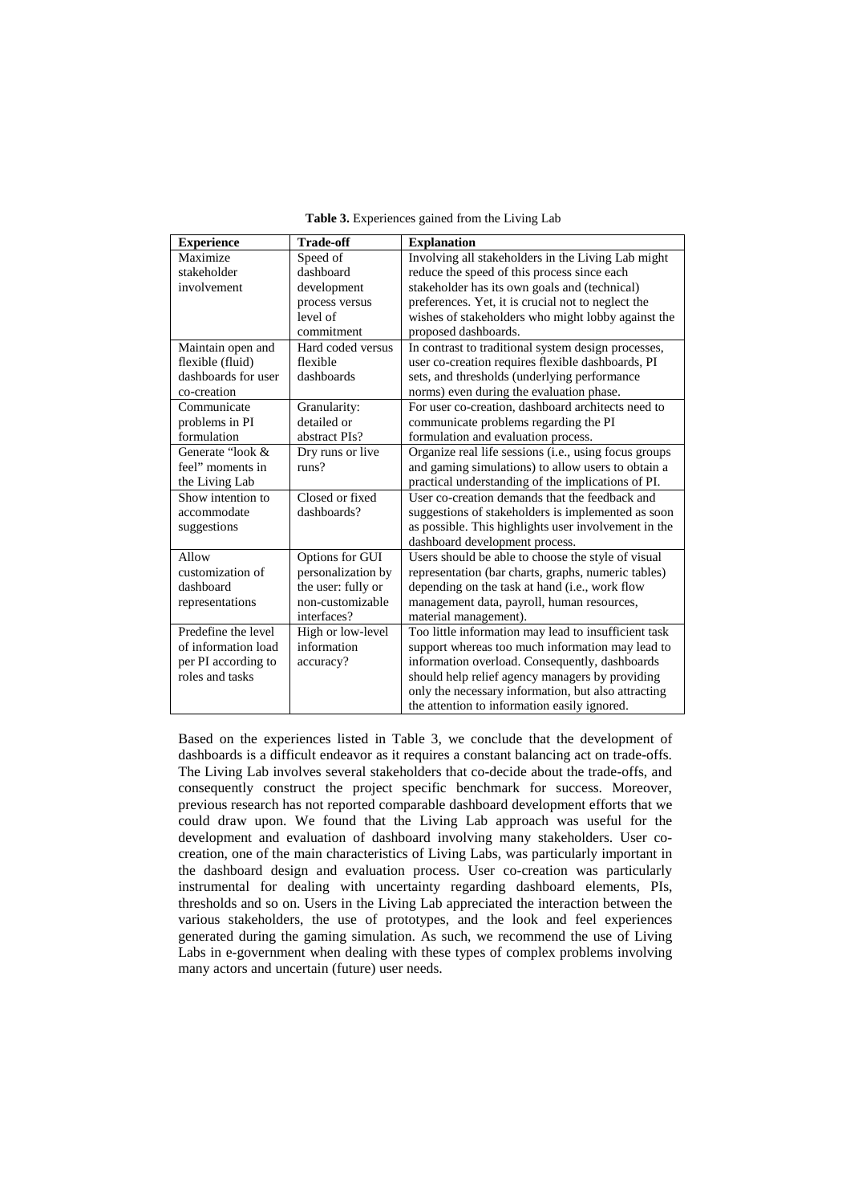**Table 3.** Experiences gained from the Living Lab

| Experience | Trade-off | Explanation |
|---|---|---|
| Maximize stakeholder involvement | Speed of dashboard development process versus level of commitment | Involving all stakeholders in the Living Lab might reduce the speed of this process since each stakeholder has its own goals and (technical) preferences. Yet, it is crucial not to neglect the wishes of stakeholders who might lobby against the proposed dashboards. |
| Maintain open and flexible (fluid) dashboards for user co-creation | Hard coded versus flexible dashboards | In contrast to traditional system design processes, user co-creation requires flexible dashboards, PI sets, and thresholds (underlying performance norms) even during the evaluation phase. |
| Communicate problems in PI formulation | Granularity: detailed or abstract PIs? | For user co-creation, dashboard architects need to communicate problems regarding the PI formulation and evaluation process. |
| Generate "look & feel" moments in the Living Lab | Dry runs or live runs? | Organize real life sessions (i.e., using focus groups and gaming simulations) to allow users to obtain a practical understanding of the implications of PI. |
| Show intention to accommodate suggestions | Closed or fixed dashboards? | User co-creation demands that the feedback and suggestions of stakeholders is implemented as soon as possible. This highlights user involvement in the dashboard development process. |
| Allow customization of dashboard representations | Options for GUI personalization by the user: fully or non-customizable interfaces? | Users should be able to choose the style of visual representation (bar charts, graphs, numeric tables) depending on the task at hand (i.e., work flow management data, payroll, human resources, material management). |
| Predefine the level of information load per PI according to roles and tasks | High or low-level information accuracy? | Too little information may lead to insufficient task support whereas too much information may lead to information overload. Consequently, dashboards should help relief agency managers by providing only the necessary information, but also attracting the attention to information easily ignored. |

Based on the experiences listed in Table 3, we conclude that the development of dashboards is a difficult endeavor as it requires a constant balancing act on trade-offs. The Living Lab involves several stakeholders that co-decide about the trade-offs, and consequently construct the project specific benchmark for success. Moreover, previous research has not reported comparable dashboard development efforts that we could draw upon. We found that the Living Lab approach was useful for the development and evaluation of dashboard involving many stakeholders. User co-creation, one of the main characteristics of Living Labs, was particularly important in the dashboard design and evaluation process. User co-creation was particularly instrumental for dealing with uncertainty regarding dashboard elements, PIs, thresholds and so on. Users in the Living Lab appreciated the interaction between the various stakeholders, the use of prototypes, and the look and feel experiences generated during the gaming simulation. As such, we recommend the use of Living Labs in e-government when dealing with these types of complex problems involving many actors and uncertain (future) user needs.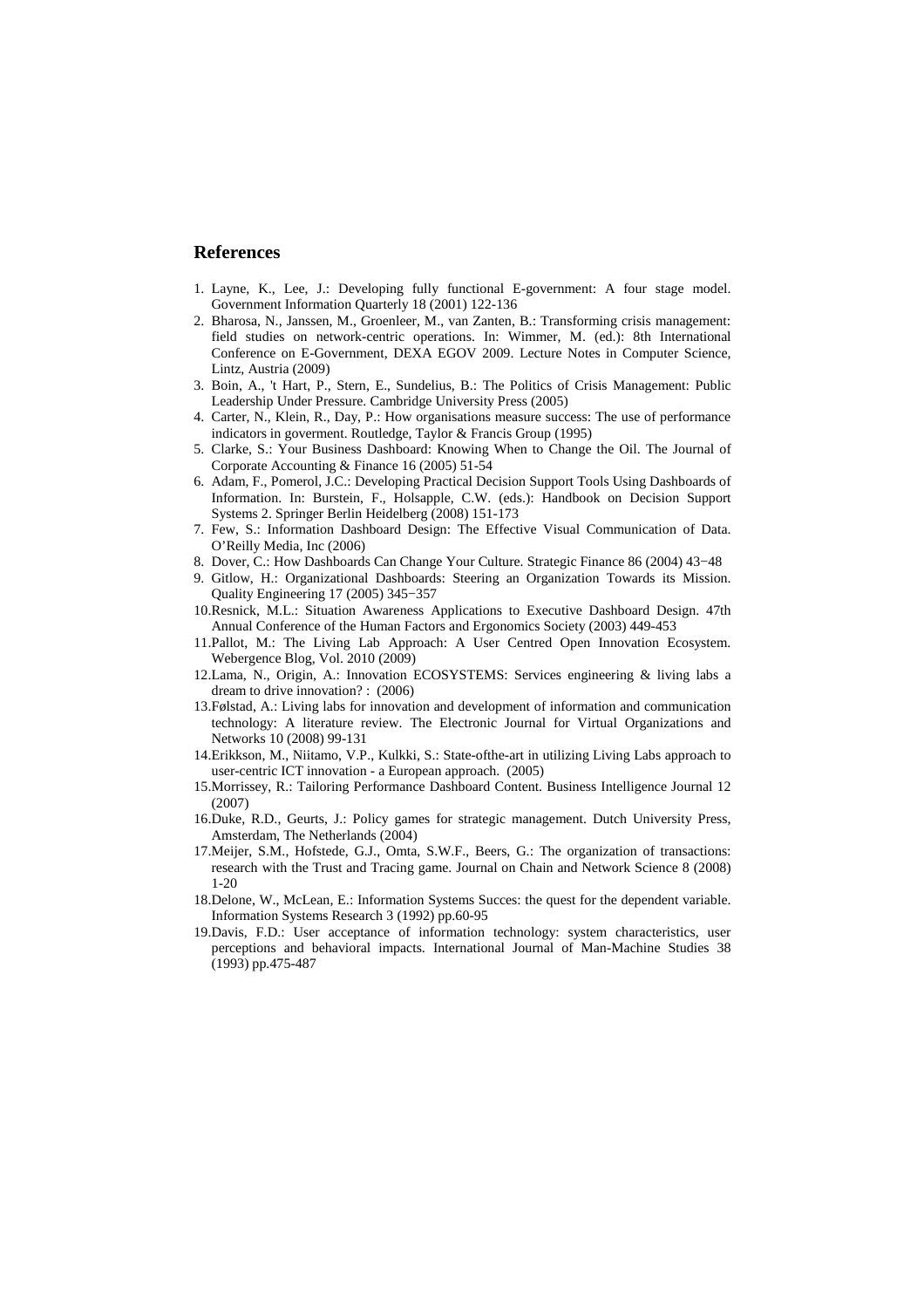## References

1. Layne, K., Lee, J.: Developing fully functional E-government: A four stage model. Government Information Quarterly 18 (2001) 122-136
2. Bharosa, N., Janssen, M., Groenleer, M., van Zanten, B.: Transforming crisis management: field studies on network-centric operations. In: Wimmer, M. (ed.): 8th International Conference on E-Government, DEXA EGOV 2009. Lecture Notes in Computer Science, Lintz, Austria (2009)
3. Boin, A., 't Hart, P., Stern, E., Sundelius, B.: The Politics of Crisis Management: Public Leadership Under Pressure. Cambridge University Press (2005)
4. Carter, N., Klein, R., Day, P.: How organisations measure success: The use of performance indicators in goverment. Routledge, Taylor & Francis Group (1995)
5. Clarke, S.: Your Business Dashboard: Knowing When to Change the Oil. The Journal of Corporate Accounting & Finance 16 (2005) 51-54
6. Adam, F., Pomerol, J.C.: Developing Practical Decision Support Tools Using Dashboards of Information. In: Burstein, F., Holsapple, C.W. (eds.): Handbook on Decision Support Systems 2. Springer Berlin Heidelberg (2008) 151-173
7. Few, S.: Information Dashboard Design: The Effective Visual Communication of Data. O'Reilly Media, Inc (2006)
8. Dover, C.: How Dashboards Can Change Your Culture. Strategic Finance 86 (2004) 43−48
9. Gitlow, H.: Organizational Dashboards: Steering an Organization Towards its Mission. Quality Engineering 17 (2005) 345−357
10. Resnick, M.L.: Situation Awareness Applications to Executive Dashboard Design. 47th Annual Conference of the Human Factors and Ergonomics Society (2003) 449-453
11. Pallot, M.: The Living Lab Approach: A User Centred Open Innovation Ecosystem. Webergence Blog, Vol. 2010 (2009)
12. Lama, N., Origin, A.: Innovation ECOSYSTEMS: Services engineering & living labs a dream to drive innovation? : (2006)
13. Følstad, A.: Living labs for innovation and development of information and communication technology: A literature review. The Electronic Journal for Virtual Organizations and Networks 10 (2008) 99-131
14. Erikkson, M., Niitamo, V.P., Kulkki, S.: State-ofthe-art in utilizing Living Labs approach to user-centric ICT innovation - a European approach. (2005)
15. Morrissey, R.: Tailoring Performance Dashboard Content. Business Intelligence Journal 12 (2007)
16. Duke, R.D., Geurts, J.: Policy games for strategic management. Dutch University Press, Amsterdam, The Netherlands (2004)
17. Meijer, S.M., Hofstede, G.J., Omta, S.W.F., Beers, G.: The organization of transactions: research with the Trust and Tracing game. Journal on Chain and Network Science 8 (2008) 1-20
18. Delone, W., McLean, E.: Information Systems Succes: the quest for the dependent variable. Information Systems Research 3 (1992) pp.60-95
19. Davis, F.D.: User acceptance of information technology: system characteristics, user perceptions and behavioral impacts. International Journal of Man-Machine Studies 38 (1993) pp.475-487